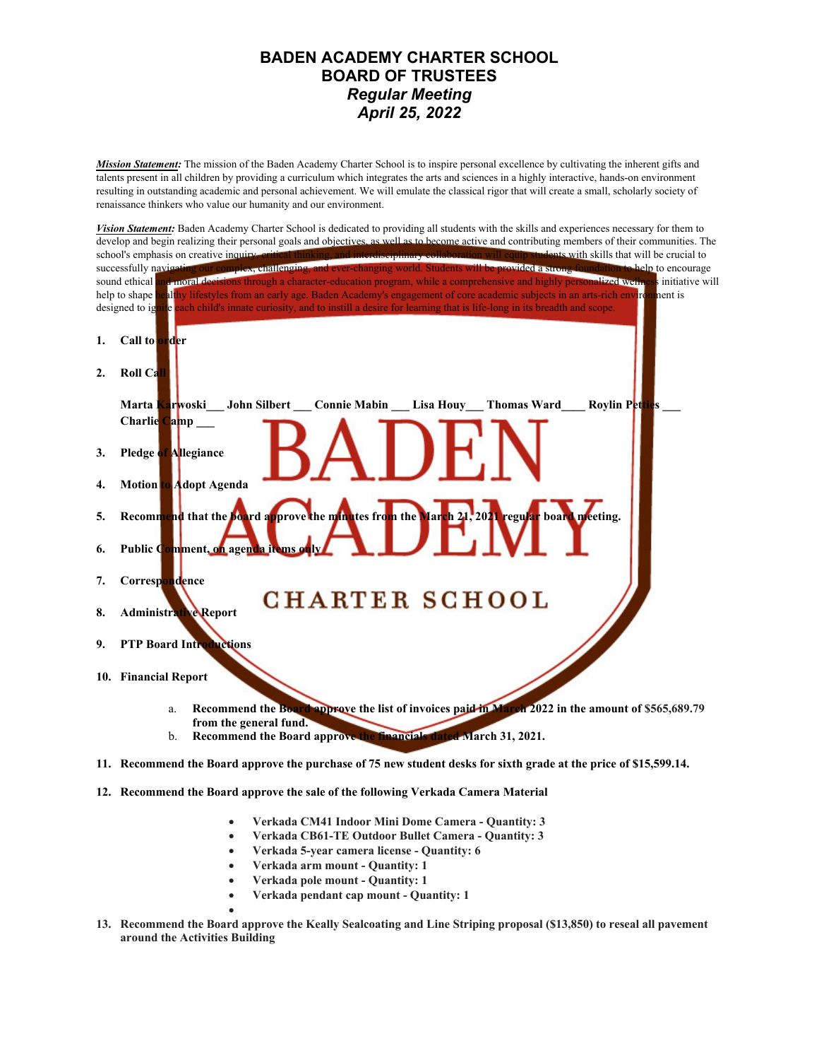# BADEN ACADEMY CHARTER SCHOOL
# BOARD OF TRUSTEES
## *Regular Meeting*
## *April 25, 2022*

***Mission Statement:*** The mission of the Baden Academy Charter School is to inspire personal excellence by cultivating the inherent gifts and talents present in all children by providing a curriculum which integrates the arts and sciences in a highly interactive, hands-on environment resulting in outstanding academic and personal achievement. We will emulate the classical rigor that will create a small, scholarly society of renaissance thinkers who value our humanity and our environment.

***Vision Statement:*** Baden Academy Charter School is dedicated to providing all students with the skills and experiences necessary for them to develop and begin realizing their personal goals and objectives, as well as to become active and contributing members of their communities. The school's emphasis on creative inquiry, critical thinking, and interdisciplinary collaboration will equip students with skills that will be crucial to successfully navigating our complex, challenging, and ever-changing world. Students will be provided a strong foundation to help to encourage sound ethical and moral decisions through a character-education program, while a comprehensive and highly personalized wellness initiative will help to shape healthy lifestyles from an early age. Baden Academy's engagement of core academic subjects in an arts-rich environment is designed to ignite each child's innate curiosity, and to instill a desire for learning that is life-long in its breadth and scope.

1. **Call to order**

2. **Roll Call**

   **Marta Karwoski___ John Silbert ___ Connie Mabin ___ Lisa Houy___ Thomas Ward____ Roylin Petties ___ Charlie Camp ___**

3. **Pledge of Allegiance**

4. **Motion to Adopt Agenda**

5. **Recommend that the board approve the minutes from the March 21, 2021 regular board meeting.**

6. **Public Comment, on agenda items only**

7. **Correspondence**

8. **Administrative Report**

9. **PTP Board Introductions**

10. **Financial Report**

    a. **Recommend the Board approve the list of invoices paid in March 2022 in the amount of $565,689.79 from the general fund.**
    b. **Recommend the Board approve the financials dated March 31, 2021.**

11. **Recommend the Board approve the purchase of 75 new student desks for sixth grade at the price of $15,599.14.**

12. **Recommend the Board approve the sale of the following Verkada Camera Material**

    - **Verkada CM41 Indoor Mini Dome Camera - Quantity: 3**
    - **Verkada CB61-TE Outdoor Bullet Camera - Quantity: 3**
    - **Verkada 5-year camera license - Quantity: 6**
    - **Verkada arm mount - Quantity: 1**
    - **Verkada pole mount - Quantity: 1**
    - **Verkada pendant cap mount - Quantity: 1**

13. **Recommend the Board approve the Keally Sealcoating and Line Striping proposal ($13,850) to reseal all pavement around the Activities Building**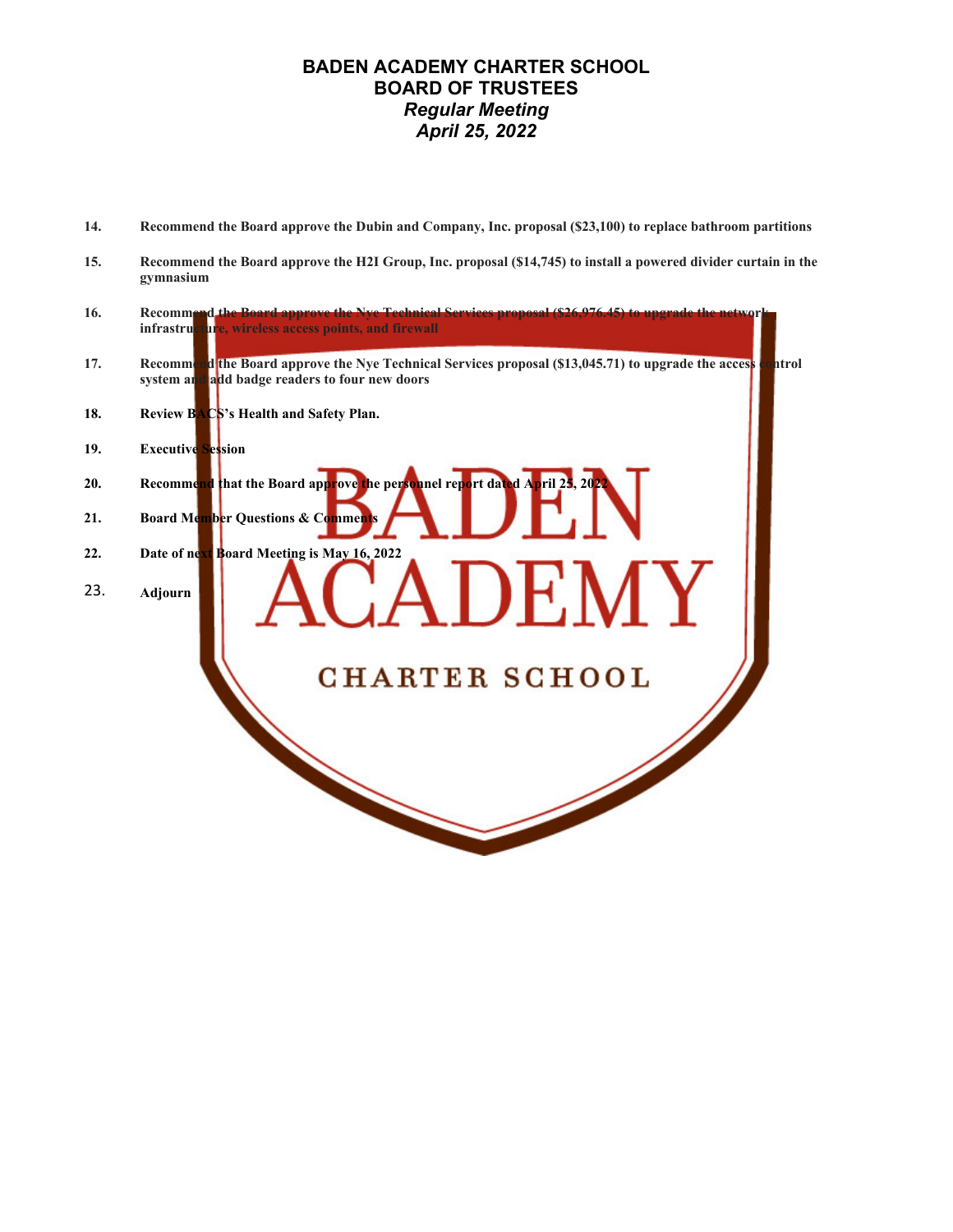# BADEN ACADEMY CHARTER SCHOOL
## BOARD OF TRUSTEES
### *Regular Meeting*
### *April 25, 2022*

14. **Recommend the Board approve the Dubin and Company, Inc. proposal ($23,100) to replace bathroom partitions**

15. **Recommend the Board approve the H2I Group, Inc. proposal ($14,745) to install a powered divider curtain in the gymnasium**

16. **Recommend the Board approve the Nye Technical Services proposal ($26,976.45) to upgrade the network infrastructure, wireless access points, and firewall**

17. **Recommend the Board approve the Nye Technical Services proposal ($13,045.71) to upgrade the access control system and add badge readers to four new doors**

18. **Review BACS's Health and Safety Plan.**

19. **Executive Session**

20. **Recommend that the Board approve the personnel report dated April 25, 2022**

21. **Board Member Questions & Comments**

22. **Date of next Board Meeting is May 16, 2022**

23. **Adjourn**